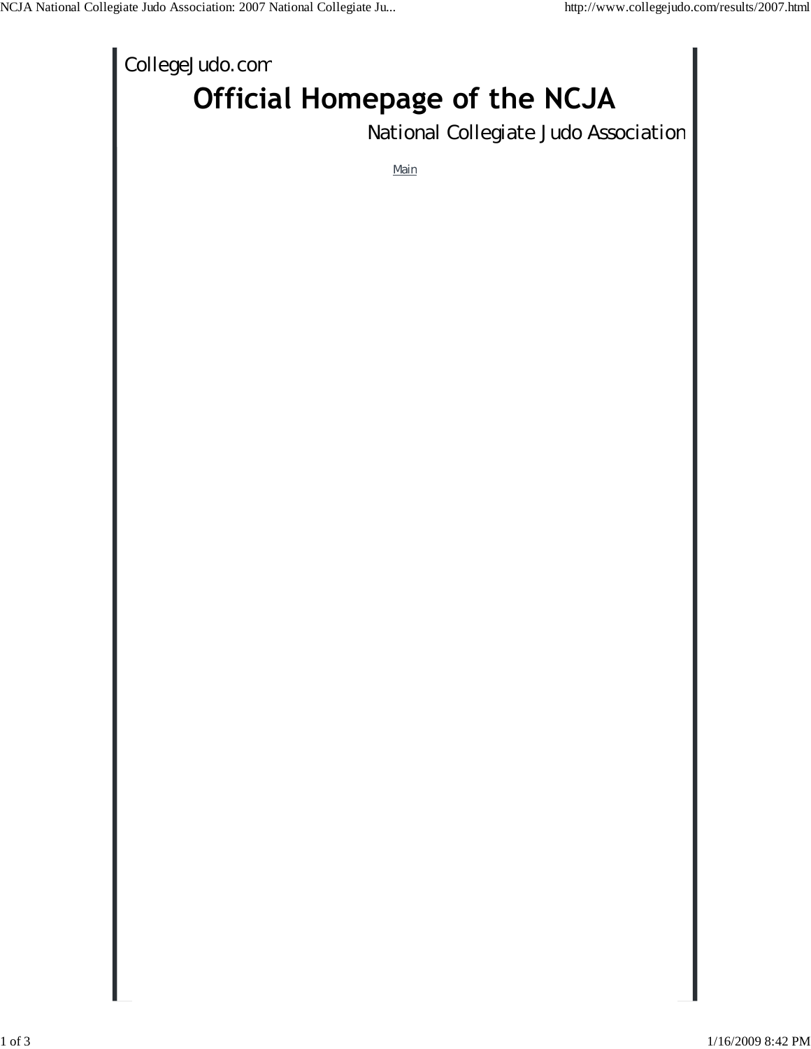CollegeJudo.com

# Official Homepage of the NCJA

National Collegiate Judo Association

Main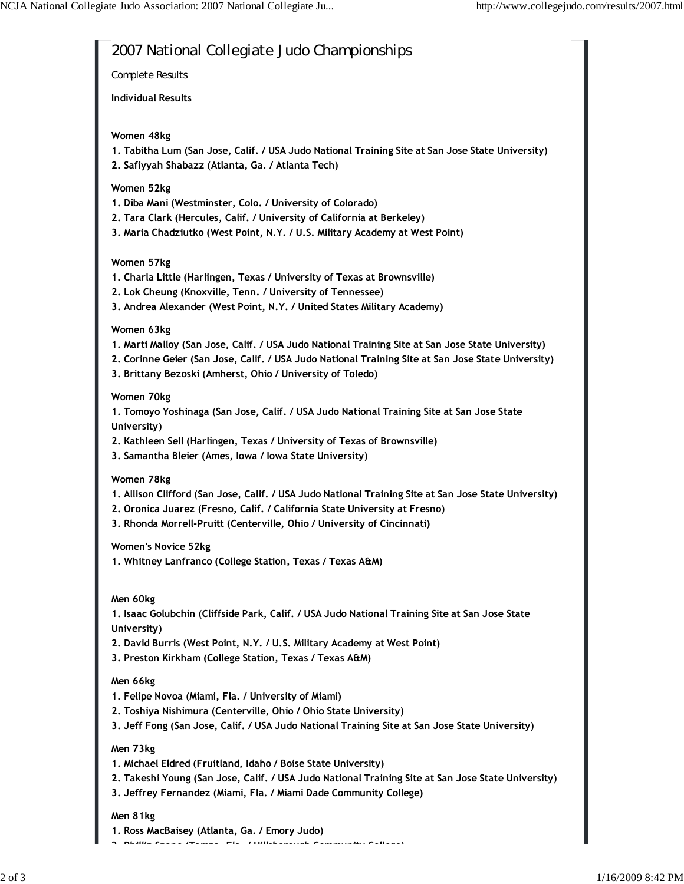# 2007 National Collegiate Judo Championships

*Complete Results*

**Individual Results**

**Women 48kg**

**1. Tabitha Lum (San Jose, Calif. / USA Judo National Training Site at San Jose State University)**
**2. Safiyyah Shabazz (Atlanta, Ga. / Atlanta Tech)**

**Women 52kg**

**1. Diba Mani (Westminster, Colo. / University of Colorado)**
**2. Tara Clark (Hercules, Calif. / University of California at Berkeley)**
**3. Maria Chadziutko (West Point, N.Y. / U.S. Military Academy at West Point)**

**Women 57kg**

**1. Charla Little (Harlingen, Texas / University of Texas at Brownsville)**
**2. Lok Cheung (Knoxville, Tenn. / University of Tennessee)**
**3. Andrea Alexander (West Point, N.Y. / United States Military Academy)**

**Women 63kg**

**1. Marti Malloy (San Jose, Calif. / USA Judo National Training Site at San Jose State University)**
**2. Corinne Geier (San Jose, Calif. / USA Judo National Training Site at San Jose State University)**
**3. Brittany Bezoski (Amherst, Ohio / University of Toledo)**

**Women 70kg**

**1. Tomoyo Yoshinaga (San Jose, Calif. / USA Judo National Training Site at San Jose State University)**
**2. Kathleen Sell (Harlingen, Texas / University of Texas of Brownsville)**
**3. Samantha Bleier (Ames, Iowa / Iowa State University)**

**Women 78kg**

**1. Allison Clifford (San Jose, Calif. / USA Judo National Training Site at San Jose State University)**
**2. Oronica Juarez (Fresno, Calif. / California State University at Fresno)**
**3. Rhonda Morrell-Pruitt (Centerville, Ohio / University of Cincinnati)**

**Women's Novice 52kg**

**1. Whitney Lanfranco (College Station, Texas / Texas A&M)**

**Men 60kg**

**1. Isaac Golubchin (Cliffside Park, Calif. / USA Judo National Training Site at San Jose State University)**
**2. David Burris (West Point, N.Y. / U.S. Military Academy at West Point)**
**3. Preston Kirkham (College Station, Texas / Texas A&M)**

**Men 66kg**

**1. Felipe Novoa (Miami, Fla. / University of Miami)**
**2. Toshiya Nishimura (Centerville, Ohio / Ohio State University)**
**3. Jeff Fong (San Jose, Calif. / USA Judo National Training Site at San Jose State University)**

**Men 73kg**

**1. Michael Eldred (Fruitland, Idaho / Boise State University)**
**2. Takeshi Young (San Jose, Calif. / USA Judo National Training Site at San Jose State University)**
**3. Jeffrey Fernandez (Miami, Fla. / Miami Dade Community College)**

**Men 81kg**

**1. Ross MacBaisey (Atlanta, Ga. / Emory Judo)**
**2. Phillip Szapo (Tampa, Fla. / Hillsborough Community College)**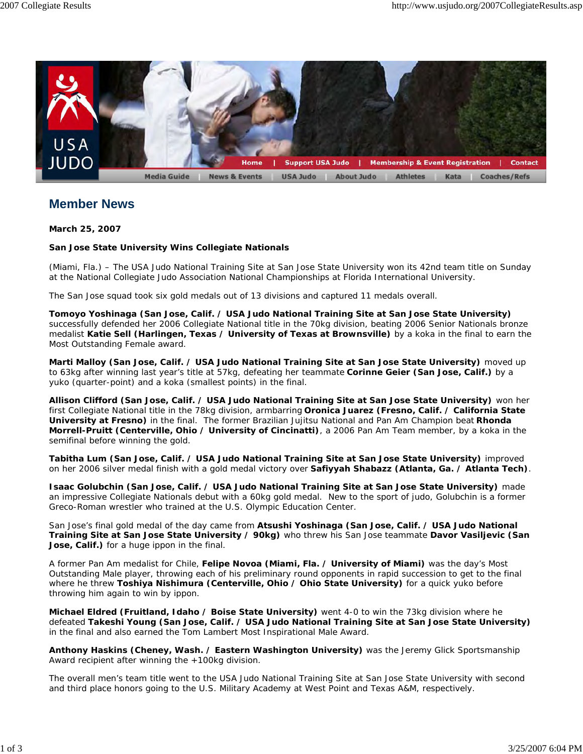## Member News

**March 25, 2007**

**San Jose State University Wins Collegiate Nationals**

(Miami, Fla.) – The USA Judo National Training Site at San Jose State University won its 42nd team title on Sunday at the National Collegiate Judo Association National Championships at Florida International University.

The San Jose squad took six gold medals out of 13 divisions and captured 11 medals overall.

**Tomoyo Yoshinaga (San Jose, Calif. / USA Judo National Training Site at San Jose State University)** successfully defended her 2006 Collegiate National title in the 70kg division, beating 2006 Senior Nationals bronze medalist **Katie Sell (Harlingen, Texas / University of Texas at Brownsville)** by a koka in the final to earn the Most Outstanding Female award.

**Marti Malloy (San Jose, Calif. / USA Judo National Training Site at San Jose State University)** moved up to 63kg after winning last year's title at 57kg, defeating her teammate **Corinne Geier (San Jose, Calif.)** by a yuko (quarter-point) and a koka (smallest points) in the final.

**Allison Clifford (San Jose, Calif. / USA Judo National Training Site at San Jose State University)** won her first Collegiate National title in the 78kg division, armbarring **Oronica Juarez (Fresno, Calif. / California State University at Fresno)** in the final. The former Brazilian Jujitsu National and Pan Am Champion beat **Rhonda Morrell-Pruitt (Centerville, Ohio / University of Cincinatti)**, a 2006 Pan Am Team member, by a koka in the semifinal before winning the gold.

**Tabitha Lum (San Jose, Calif. / USA Judo National Training Site at San Jose State University)** improved on her 2006 silver medal finish with a gold medal victory over **Safiyyah Shabazz (Atlanta, Ga. / Atlanta Tech)**.

**Isaac Golubchin (San Jose, Calif. / USA Judo National Training Site at San Jose State University)** made an impressive Collegiate Nationals debut with a 60kg gold medal. New to the sport of judo, Golubchin is a former Greco-Roman wrestler who trained at the U.S. Olympic Education Center.

San Jose's final gold medal of the day came from **Atsushi Yoshinaga (San Jose, Calif. / USA Judo National Training Site at San Jose State University / 90kg)** who threw his San Jose teammate **Davor Vasiljevic (San Jose, Calif.)** for a huge ippon in the final.

A former Pan Am medalist for Chile, **Felipe Novoa (Miami, Fla. / University of Miami)** was the day's Most Outstanding Male player, throwing each of his preliminary round opponents in rapid succession to get to the final where he threw **Toshiya Nishimura (Centerville, Ohio / Ohio State University)** for a quick yuko before throwing him again to win by ippon.

**Michael Eldred (Fruitland, Idaho / Boise State University)** went 4-0 to win the 73kg division where he defeated **Takeshi Young (San Jose, Calif. / USA Judo National Training Site at San Jose State University)** in the final and also earned the Tom Lambert Most Inspirational Male Award.

**Anthony Haskins (Cheney, Wash. / Eastern Washington University)** was the Jeremy Glick Sportsmanship Award recipient after winning the +100kg division.

The overall men's team title went to the USA Judo National Training Site at San Jose State University with second and third place honors going to the U.S. Military Academy at West Point and Texas A&M, respectively.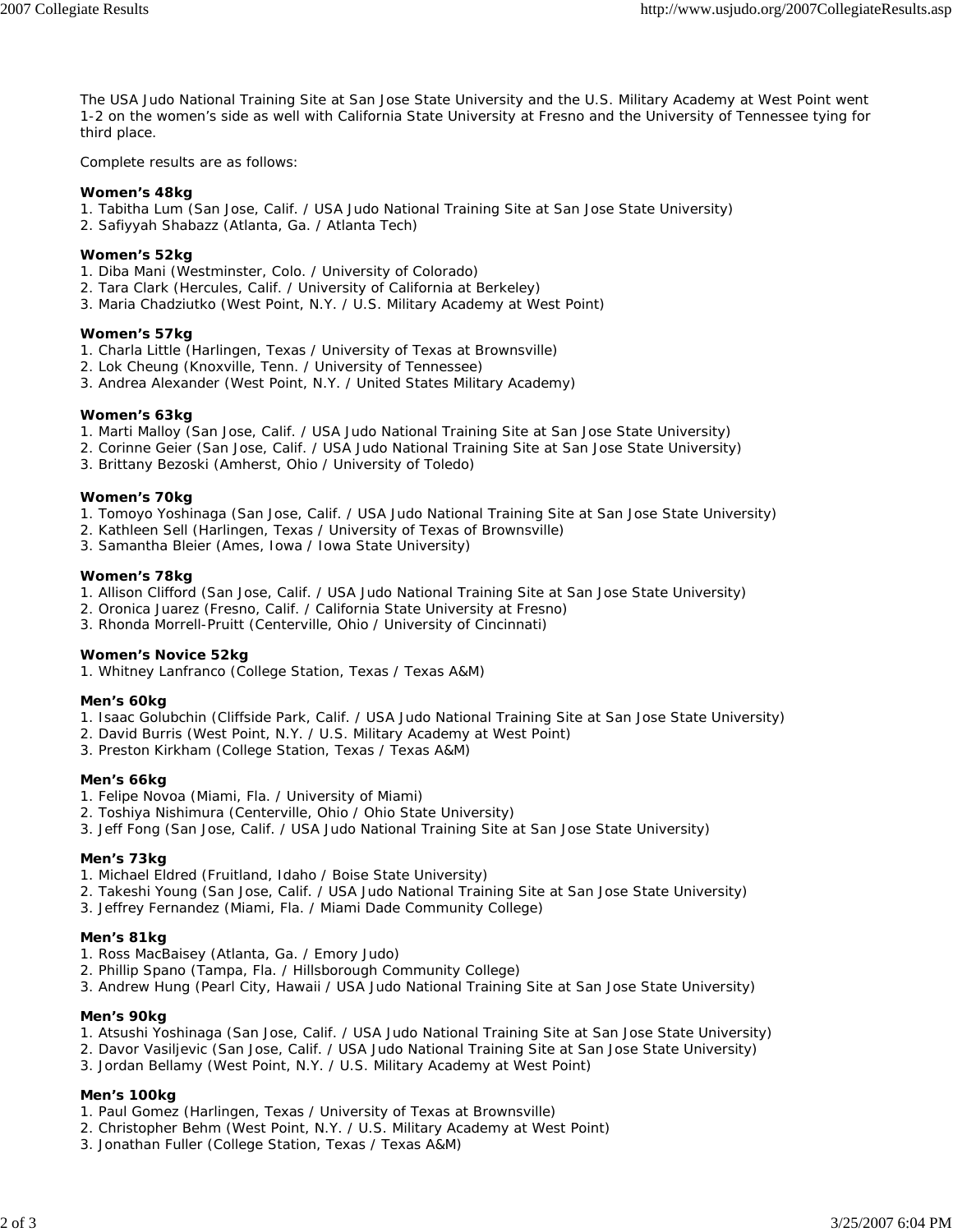The USA Judo National Training Site at San Jose State University and the U.S. Military Academy at West Point went 1-2 on the women's side as well with California State University at Fresno and the University of Tennessee tying for third place.

Complete results are as follows:

**Women's 48kg**
1. Tabitha Lum (San Jose, Calif. / USA Judo National Training Site at San Jose State University)
2. Safiyyah Shabazz (Atlanta, Ga. / Atlanta Tech)

**Women's 52kg**
1. Diba Mani (Westminster, Colo. / University of Colorado)
2. Tara Clark (Hercules, Calif. / University of California at Berkeley)
3. Maria Chadziutko (West Point, N.Y. / U.S. Military Academy at West Point)

**Women's 57kg**
1. Charla Little (Harlingen, Texas / University of Texas at Brownsville)
2. Lok Cheung (Knoxville, Tenn. / University of Tennessee)
3. Andrea Alexander (West Point, N.Y. / United States Military Academy)

**Women's 63kg**
1. Marti Malloy (San Jose, Calif. / USA Judo National Training Site at San Jose State University)
2. Corinne Geier (San Jose, Calif. / USA Judo National Training Site at San Jose State University)
3. Brittany Bezoski (Amherst, Ohio / University of Toledo)

**Women's 70kg**
1. Tomoyo Yoshinaga (San Jose, Calif. / USA Judo National Training Site at San Jose State University)
2. Kathleen Sell (Harlingen, Texas / University of Texas of Brownsville)
3. Samantha Bleier (Ames, Iowa / Iowa State University)

**Women's 78kg**
1. Allison Clifford (San Jose, Calif. / USA Judo National Training Site at San Jose State University)
2. Oronica Juarez (Fresno, Calif. / California State University at Fresno)
3. Rhonda Morrell-Pruitt (Centerville, Ohio / University of Cincinnati)

**Women's Novice 52kg**
1. Whitney Lanfranco (College Station, Texas / Texas A&M)

**Men's 60kg**
1. Isaac Golubchin (Cliffside Park, Calif. / USA Judo National Training Site at San Jose State University)
2. David Burris (West Point, N.Y. / U.S. Military Academy at West Point)
3. Preston Kirkham (College Station, Texas / Texas A&M)

**Men's 66kg**
1. Felipe Novoa (Miami, Fla. / University of Miami)
2. Toshiya Nishimura (Centerville, Ohio / Ohio State University)
3. Jeff Fong (San Jose, Calif. / USA Judo National Training Site at San Jose State University)

**Men's 73kg**
1. Michael Eldred (Fruitland, Idaho / Boise State University)
2. Takeshi Young (San Jose, Calif. / USA Judo National Training Site at San Jose State University)
3. Jeffrey Fernandez (Miami, Fla. / Miami Dade Community College)

**Men's 81kg**
1. Ross MacBaisey (Atlanta, Ga. / Emory Judo)
2. Phillip Spano (Tampa, Fla. / Hillsborough Community College)
3. Andrew Hung (Pearl City, Hawaii / USA Judo National Training Site at San Jose State University)

**Men's 90kg**
1. Atsushi Yoshinaga (San Jose, Calif. / USA Judo National Training Site at San Jose State University)
2. Davor Vasiljevic (San Jose, Calif. / USA Judo National Training Site at San Jose State University)
3. Jordan Bellamy (West Point, N.Y. / U.S. Military Academy at West Point)

**Men's 100kg**
1. Paul Gomez (Harlingen, Texas / University of Texas at Brownsville)
2. Christopher Behm (West Point, N.Y. / U.S. Military Academy at West Point)
3. Jonathan Fuller (College Station, Texas / Texas A&M)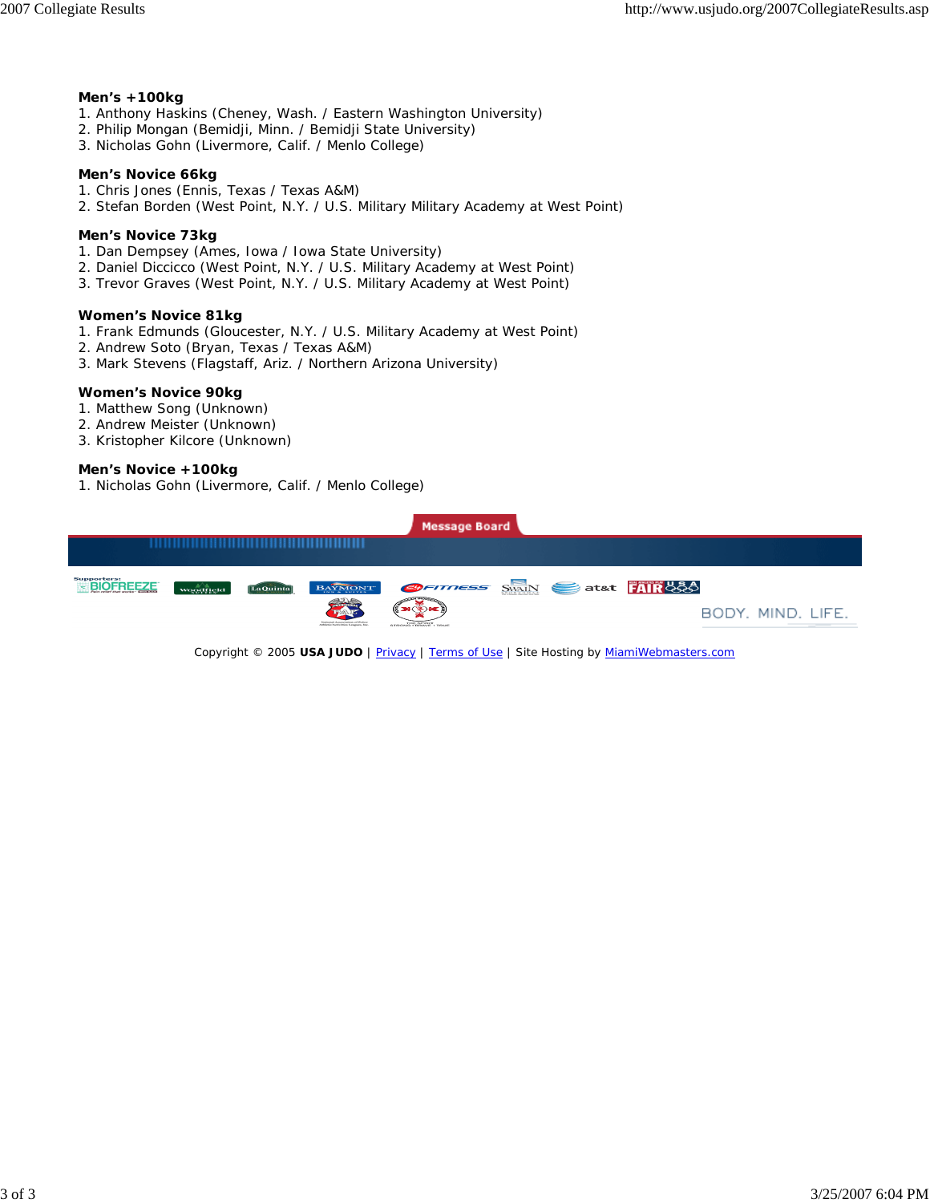**Men's +100kg**
1. Anthony Haskins (Cheney, Wash. / Eastern Washington University)
2. Philip Mongan (Bemidji, Minn. / Bemidji State University)
3. Nicholas Gohn (Livermore, Calif. / Menlo College)

**Men's Novice 66kg**
1. Chris Jones (Ennis, Texas / Texas A&M)
2. Stefan Borden (West Point, N.Y. / U.S. Military Military Academy at West Point)

**Men's Novice 73kg**
1. Dan Dempsey (Ames, Iowa / Iowa State University)
2. Daniel Diccicco (West Point, N.Y. / U.S. Military Academy at West Point)
3. Trevor Graves (West Point, N.Y. / U.S. Military Academy at West Point)

**Women's Novice 81kg**
1. Frank Edmunds (Gloucester, N.Y. / U.S. Military Academy at West Point)
2. Andrew Soto (Bryan, Texas / Texas A&M)
3. Mark Stevens (Flagstaff, Ariz. / Northern Arizona University)

**Women's Novice 90kg**
1. Matthew Song (Unknown)
2. Andrew Meister (Unknown)
3. Kristopher Kilcore (Unknown)

**Men's Novice +100kg**
1. Nicholas Gohn (Livermore, Calif. / Menlo College)

Message Board

Supporters: BIOFREEZE Woodfield LaQuinta BAYMONT FITNESS SWAIN at&t FAIR USA

BODY. MIND. LIFE.

Copyright © 2005 **USA JUDO** | Privacy | Terms of Use | Site Hosting by MiamiWebmasters.com